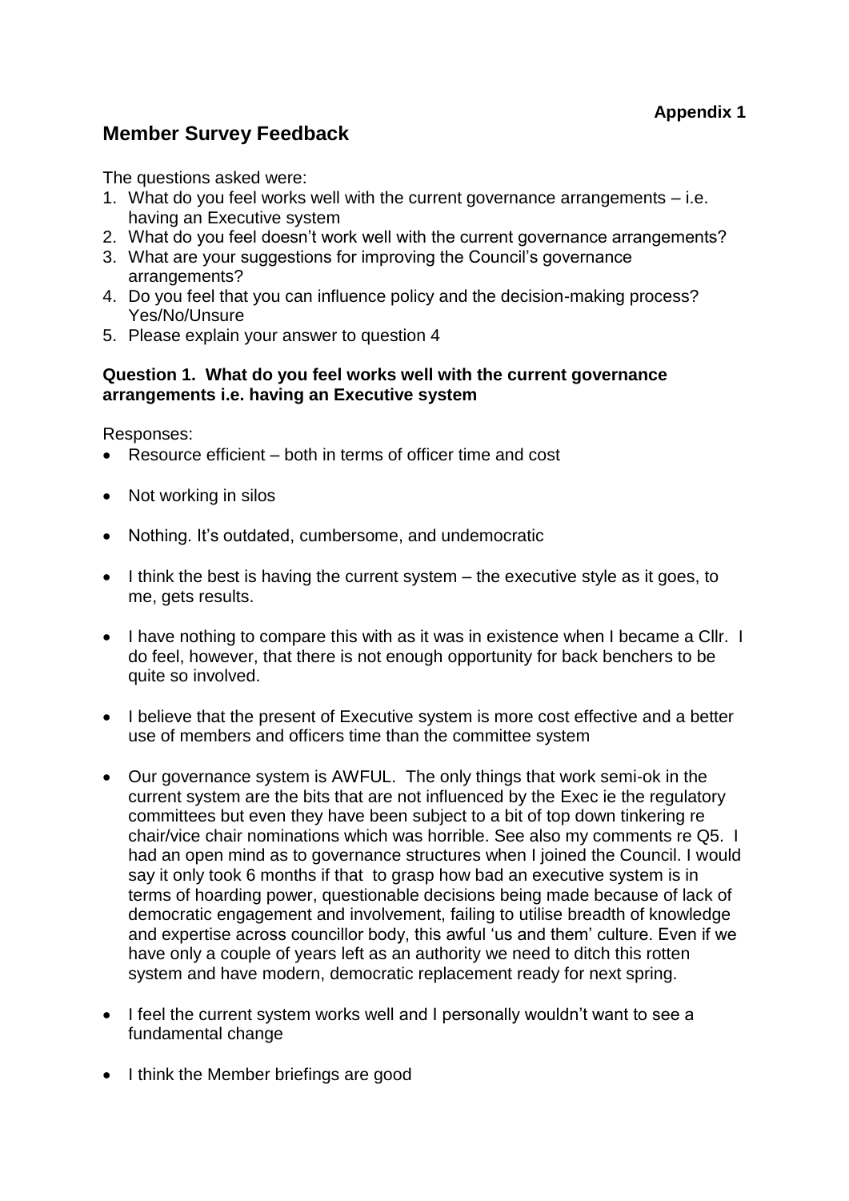**Appendix 1**

# Member Survey Feedback

The questions asked were:

1. What do you feel works well with the current governance arrangements – i.e. having an Executive system
2. What do you feel doesn't work well with the current governance arrangements?
3. What are your suggestions for improving the Council's governance arrangements?
4. Do you feel that you can influence policy and the decision-making process? Yes/No/Unsure
5. Please explain your answer to question 4

**Question 1. What do you feel works well with the current governance arrangements i.e. having an Executive system**

Responses:

- Resource efficient – both in terms of officer time and cost
- Not working in silos
- Nothing. It's outdated, cumbersome, and undemocratic
- I think the best is having the current system – the executive style as it goes, to me, gets results.
- I have nothing to compare this with as it was in existence when I became a Cllr. I do feel, however, that there is not enough opportunity for back benchers to be quite so involved.
- I believe that the present of Executive system is more cost effective and a better use of members and officers time than the committee system
- Our governance system is AWFUL. The only things that work semi-ok in the current system are the bits that are not influenced by the Exec ie the regulatory committees but even they have been subject to a bit of top down tinkering re chair/vice chair nominations which was horrible. See also my comments re Q5. I had an open mind as to governance structures when I joined the Council. I would say it only took 6 months if that to grasp how bad an executive system is in terms of hoarding power, questionable decisions being made because of lack of democratic engagement and involvement, failing to utilise breadth of knowledge and expertise across councillor body, this awful 'us and them' culture. Even if we have only a couple of years left as an authority we need to ditch this rotten system and have modern, democratic replacement ready for next spring.
- I feel the current system works well and I personally wouldn't want to see a fundamental change
- I think the Member briefings are good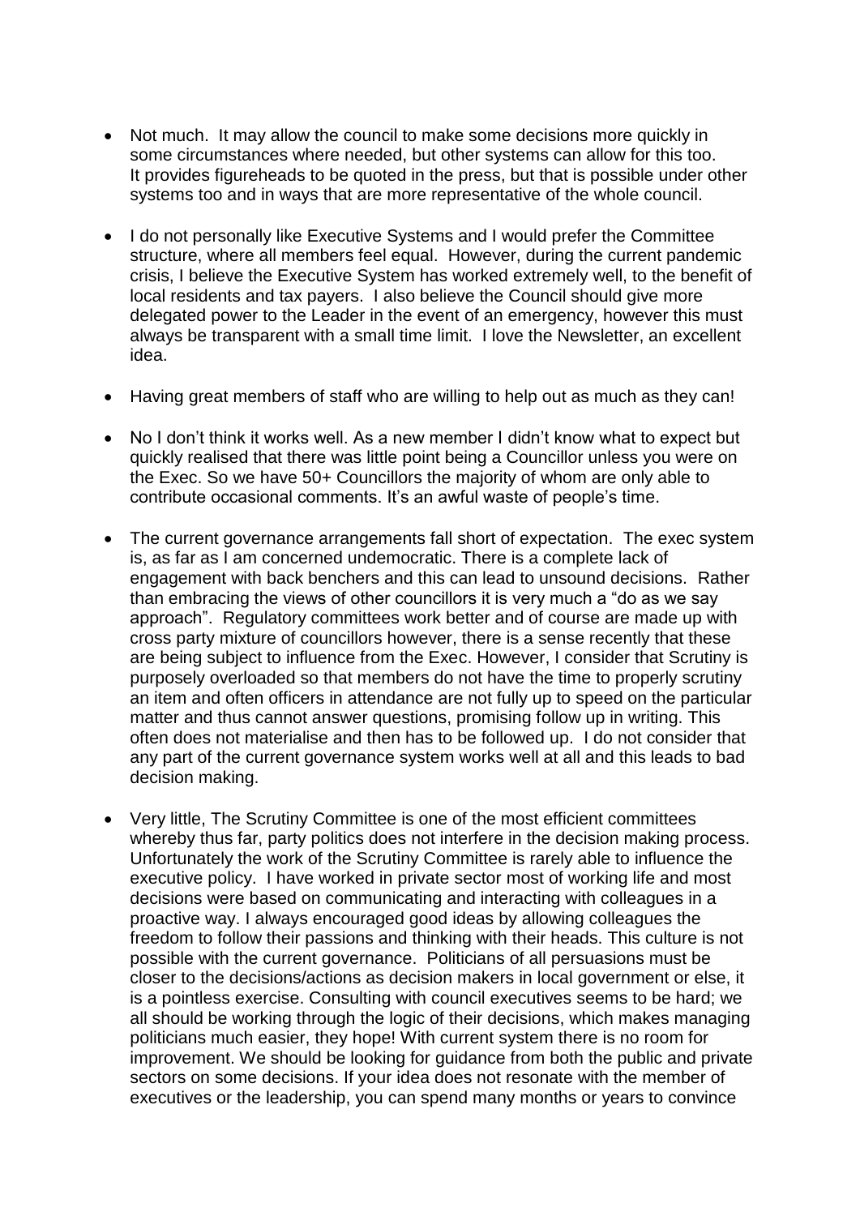- Not much. It may allow the council to make some decisions more quickly in some circumstances where needed, but other systems can allow for this too. It provides figureheads to be quoted in the press, but that is possible under other systems too and in ways that are more representative of the whole council.

- I do not personally like Executive Systems and I would prefer the Committee structure, where all members feel equal. However, during the current pandemic crisis, I believe the Executive System has worked extremely well, to the benefit of local residents and tax payers. I also believe the Council should give more delegated power to the Leader in the event of an emergency, however this must always be transparent with a small time limit. I love the Newsletter, an excellent idea.

- Having great members of staff who are willing to help out as much as they can!

- No I don't think it works well. As a new member I didn't know what to expect but quickly realised that there was little point being a Councillor unless you were on the Exec. So we have 50+ Councillors the majority of whom are only able to contribute occasional comments. It's an awful waste of people's time.

- The current governance arrangements fall short of expectation. The exec system is, as far as I am concerned undemocratic. There is a complete lack of engagement with back benchers and this can lead to unsound decisions. Rather than embracing the views of other councillors it is very much a "do as we say approach". Regulatory committees work better and of course are made up with cross party mixture of councillors however, there is a sense recently that these are being subject to influence from the Exec. However, I consider that Scrutiny is purposely overloaded so that members do not have the time to properly scrutiny an item and often officers in attendance are not fully up to speed on the particular matter and thus cannot answer questions, promising follow up in writing. This often does not materialise and then has to be followed up. I do not consider that any part of the current governance system works well at all and this leads to bad decision making.

- Very little, The Scrutiny Committee is one of the most efficient committees whereby thus far, party politics does not interfere in the decision making process. Unfortunately the work of the Scrutiny Committee is rarely able to influence the executive policy. I have worked in private sector most of working life and most decisions were based on communicating and interacting with colleagues in a proactive way. I always encouraged good ideas by allowing colleagues the freedom to follow their passions and thinking with their heads. This culture is not possible with the current governance. Politicians of all persuasions must be closer to the decisions/actions as decision makers in local government or else, it is a pointless exercise. Consulting with council executives seems to be hard; we all should be working through the logic of their decisions, which makes managing politicians much easier, they hope! With current system there is no room for improvement. We should be looking for guidance from both the public and private sectors on some decisions. If your idea does not resonate with the member of executives or the leadership, you can spend many months or years to convince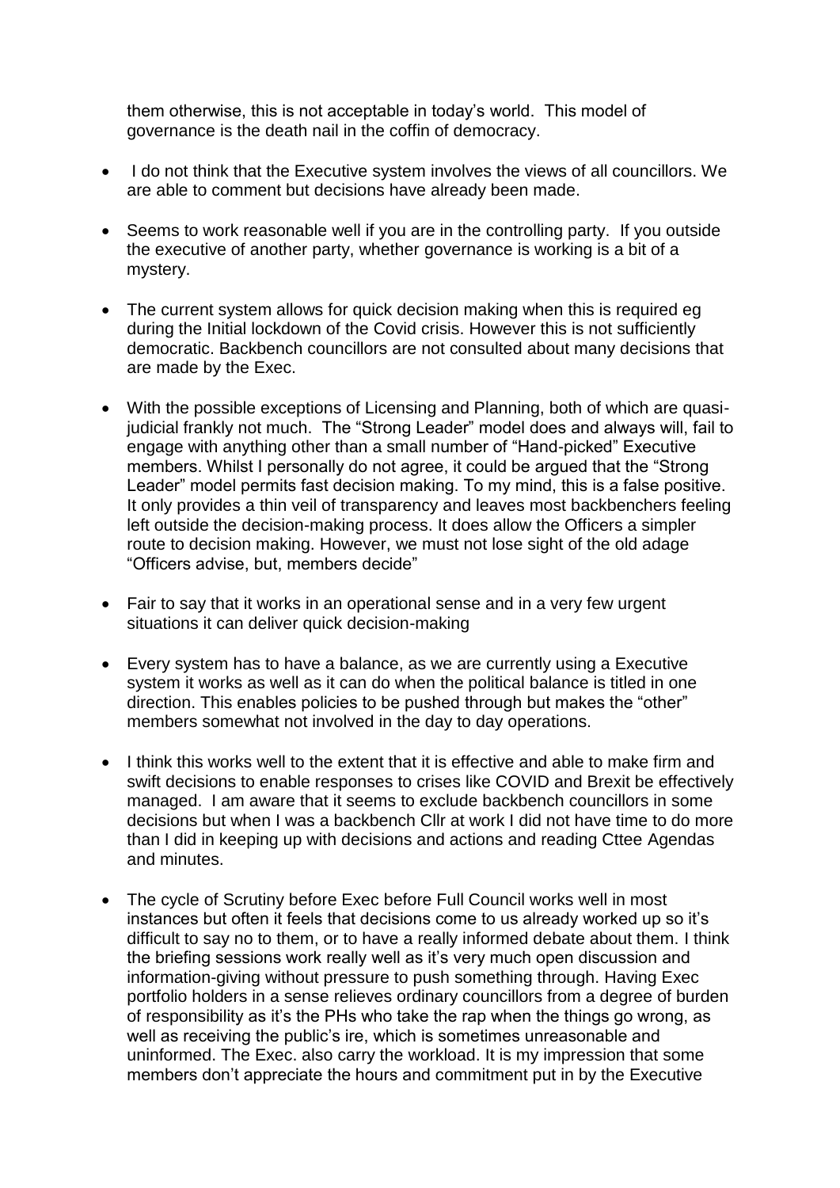them otherwise, this is not acceptable in today's world. This model of governance is the death nail in the coffin of democracy.

- I do not think that the Executive system involves the views of all councillors. We are able to comment but decisions have already been made.

- Seems to work reasonable well if you are in the controlling party. If you outside the executive of another party, whether governance is working is a bit of a mystery.

- The current system allows for quick decision making when this is required eg during the Initial lockdown of the Covid crisis. However this is not sufficiently democratic. Backbench councillors are not consulted about many decisions that are made by the Exec.

- With the possible exceptions of Licensing and Planning, both of which are quasi-judicial frankly not much. The "Strong Leader" model does and always will, fail to engage with anything other than a small number of "Hand-picked" Executive members. Whilst I personally do not agree, it could be argued that the "Strong Leader" model permits fast decision making. To my mind, this is a false positive. It only provides a thin veil of transparency and leaves most backbenchers feeling left outside the decision-making process. It does allow the Officers a simpler route to decision making. However, we must not lose sight of the old adage "Officers advise, but, members decide"

- Fair to say that it works in an operational sense and in a very few urgent situations it can deliver quick decision-making

- Every system has to have a balance, as we are currently using a Executive system it works as well as it can do when the political balance is titled in one direction. This enables policies to be pushed through but makes the "other" members somewhat not involved in the day to day operations.

- I think this works well to the extent that it is effective and able to make firm and swift decisions to enable responses to crises like COVID and Brexit be effectively managed. I am aware that it seems to exclude backbench councillors in some decisions but when I was a backbench Cllr at work I did not have time to do more than I did in keeping up with decisions and actions and reading Cttee Agendas and minutes.

- The cycle of Scrutiny before Exec before Full Council works well in most instances but often it feels that decisions come to us already worked up so it's difficult to say no to them, or to have a really informed debate about them. I think the briefing sessions work really well as it's very much open discussion and information-giving without pressure to push something through. Having Exec portfolio holders in a sense relieves ordinary councillors from a degree of burden of responsibility as it's the PHs who take the rap when the things go wrong, as well as receiving the public's ire, which is sometimes unreasonable and uninformed. The Exec. also carry the workload. It is my impression that some members don't appreciate the hours and commitment put in by the Executive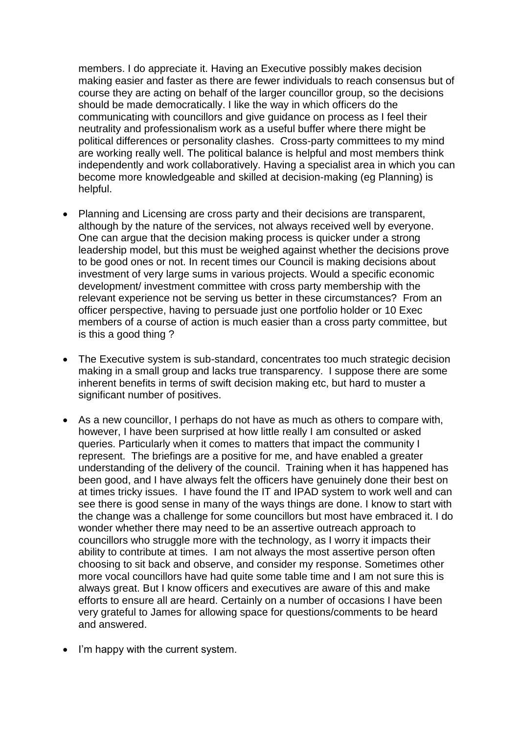members. I do appreciate it. Having an Executive possibly makes decision making easier and faster as there are fewer individuals to reach consensus but of course they are acting on behalf of the larger councillor group, so the decisions should be made democratically. I like the way in which officers do the communicating with councillors and give guidance on process as I feel their neutrality and professionalism work as a useful buffer where there might be political differences or personality clashes. Cross-party committees to my mind are working really well. The political balance is helpful and most members think independently and work collaboratively. Having a specialist area in which you can become more knowledgeable and skilled at decision-making (eg Planning) is helpful.

- Planning and Licensing are cross party and their decisions are transparent, although by the nature of the services, not always received well by everyone. One can argue that the decision making process is quicker under a strong leadership model, but this must be weighed against whether the decisions prove to be good ones or not. In recent times our Council is making decisions about investment of very large sums in various projects. Would a specific economic development/ investment committee with cross party membership with the relevant experience not be serving us better in these circumstances? From an officer perspective, having to persuade just one portfolio holder or 10 Exec members of a course of action is much easier than a cross party committee, but is this a good thing ?

- The Executive system is sub-standard, concentrates too much strategic decision making in a small group and lacks true transparency. I suppose there are some inherent benefits in terms of swift decision making etc, but hard to muster a significant number of positives.

- As a new councillor, I perhaps do not have as much as others to compare with, however, I have been surprised at how little really I am consulted or asked queries. Particularly when it comes to matters that impact the community I represent. The briefings are a positive for me, and have enabled a greater understanding of the delivery of the council. Training when it has happened has been good, and I have always felt the officers have genuinely done their best on at times tricky issues. I have found the IT and IPAD system to work well and can see there is good sense in many of the ways things are done. I know to start with the change was a challenge for some councillors but most have embraced it. I do wonder whether there may need to be an assertive outreach approach to councillors who struggle more with the technology, as I worry it impacts their ability to contribute at times. I am not always the most assertive person often choosing to sit back and observe, and consider my response. Sometimes other more vocal councillors have had quite some table time and I am not sure this is always great. But I know officers and executives are aware of this and make efforts to ensure all are heard. Certainly on a number of occasions I have been very grateful to James for allowing space for questions/comments to be heard and answered.

- I'm happy with the current system.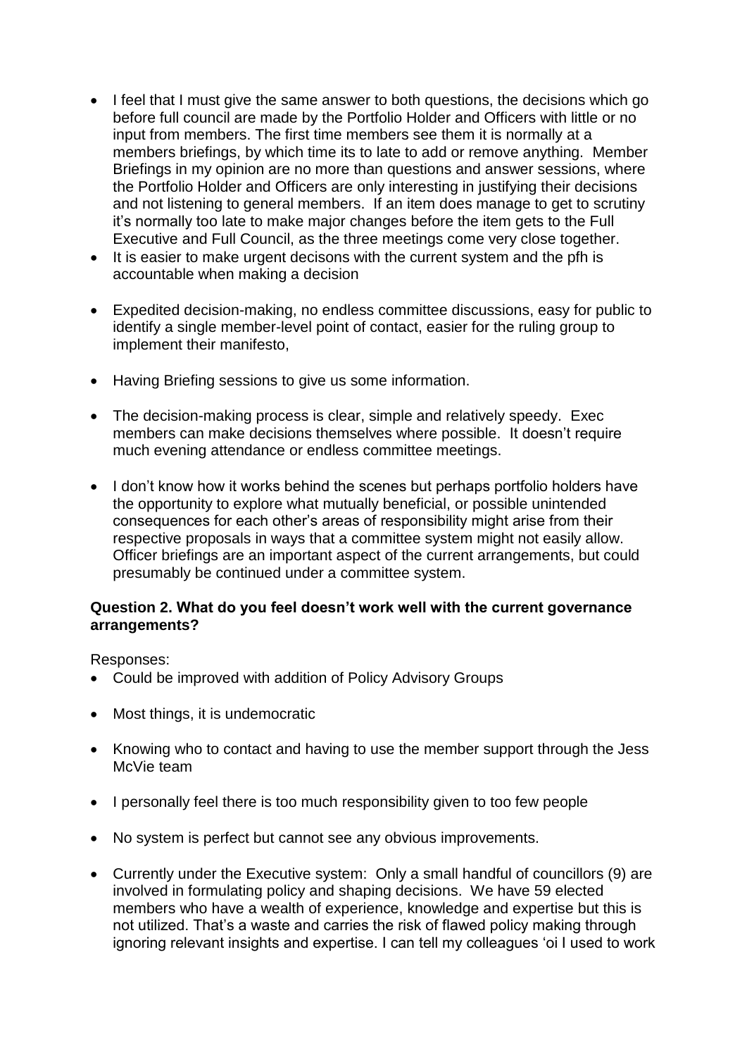- I feel that I must give the same answer to both questions, the decisions which go before full council are made by the Portfolio Holder and Officers with little or no input from members. The first time members see them it is normally at a members briefings, by which time its to late to add or remove anything. Member Briefings in my opinion are no more than questions and answer sessions, where the Portfolio Holder and Officers are only interesting in justifying their decisions and not listening to general members. If an item does manage to get to scrutiny it's normally too late to make major changes before the item gets to the Full Executive and Full Council, as the three meetings come very close together.
- It is easier to make urgent decisons with the current system and the pfh is accountable when making a decision
- Expedited decision-making, no endless committee discussions, easy for public to identify a single member-level point of contact, easier for the ruling group to implement their manifesto,
- Having Briefing sessions to give us some information.
- The decision-making process is clear, simple and relatively speedy. Exec members can make decisions themselves where possible. It doesn't require much evening attendance or endless committee meetings.
- I don't know how it works behind the scenes but perhaps portfolio holders have the opportunity to explore what mutually beneficial, or possible unintended consequences for each other's areas of responsibility might arise from their respective proposals in ways that a committee system might not easily allow. Officer briefings are an important aspect of the current arrangements, but could presumably be continued under a committee system.

**Question 2. What do you feel doesn't work well with the current governance arrangements?**

Responses:

- Could be improved with addition of Policy Advisory Groups
- Most things, it is undemocratic
- Knowing who to contact and having to use the member support through the Jess McVie team
- I personally feel there is too much responsibility given to too few people
- No system is perfect but cannot see any obvious improvements.
- Currently under the Executive system: Only a small handful of councillors (9) are involved in formulating policy and shaping decisions. We have 59 elected members who have a wealth of experience, knowledge and expertise but this is not utilized. That's a waste and carries the risk of flawed policy making through ignoring relevant insights and expertise. I can tell my colleagues 'oi I used to work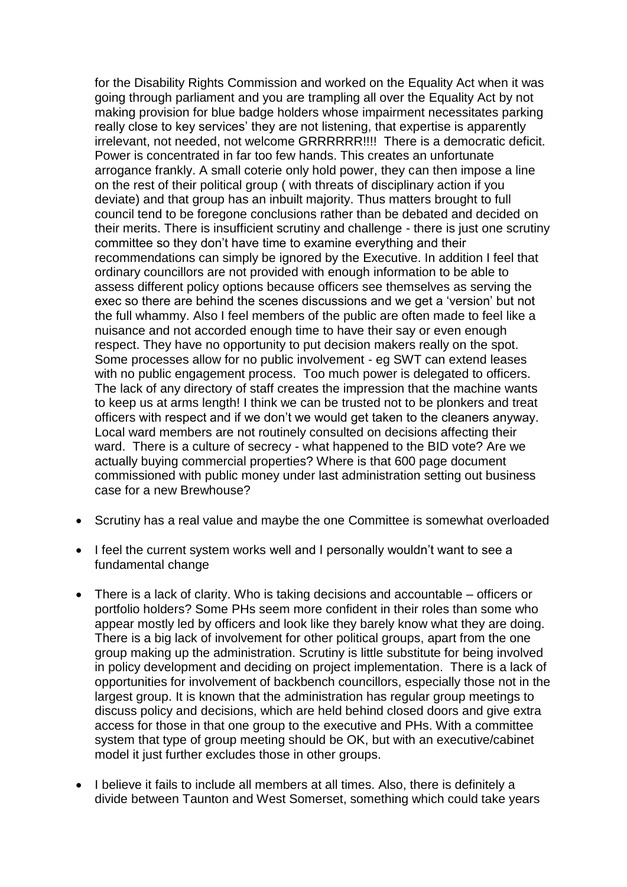for the Disability Rights Commission and worked on the Equality Act when it was going through parliament and you are trampling all over the Equality Act by not making provision for blue badge holders whose impairment necessitates parking really close to key services' they are not listening, that expertise is apparently irrelevant, not needed, not welcome GRRRRRR!!!! There is a democratic deficit. Power is concentrated in far too few hands. This creates an unfortunate arrogance frankly. A small coterie only hold power, they can then impose a line on the rest of their political group ( with threats of disciplinary action if you deviate) and that group has an inbuilt majority. Thus matters brought to full council tend to be foregone conclusions rather than be debated and decided on their merits. There is insufficient scrutiny and challenge - there is just one scrutiny committee so they don't have time to examine everything and their recommendations can simply be ignored by the Executive. In addition I feel that ordinary councillors are not provided with enough information to be able to assess different policy options because officers see themselves as serving the exec so there are behind the scenes discussions and we get a 'version' but not the full whammy. Also I feel members of the public are often made to feel like a nuisance and not accorded enough time to have their say or even enough respect. They have no opportunity to put decision makers really on the spot. Some processes allow for no public involvement - eg SWT can extend leases with no public engagement process. Too much power is delegated to officers. The lack of any directory of staff creates the impression that the machine wants to keep us at arms length! I think we can be trusted not to be plonkers and treat officers with respect and if we don't we would get taken to the cleaners anyway. Local ward members are not routinely consulted on decisions affecting their ward. There is a culture of secrecy - what happened to the BID vote? Are we actually buying commercial properties? Where is that 600 page document commissioned with public money under last administration setting out business case for a new Brewhouse?

- Scrutiny has a real value and maybe the one Committee is somewhat overloaded

- I feel the current system works well and I personally wouldn't want to see a fundamental change

- There is a lack of clarity. Who is taking decisions and accountable – officers or portfolio holders? Some PHs seem more confident in their roles than some who appear mostly led by officers and look like they barely know what they are doing. There is a big lack of involvement for other political groups, apart from the one group making up the administration. Scrutiny is little substitute for being involved in policy development and deciding on project implementation. There is a lack of opportunities for involvement of backbench councillors, especially those not in the largest group. It is known that the administration has regular group meetings to discuss policy and decisions, which are held behind closed doors and give extra access for those in that one group to the executive and PHs. With a committee system that type of group meeting should be OK, but with an executive/cabinet model it just further excludes those in other groups.

- I believe it fails to include all members at all times. Also, there is definitely a divide between Taunton and West Somerset, something which could take years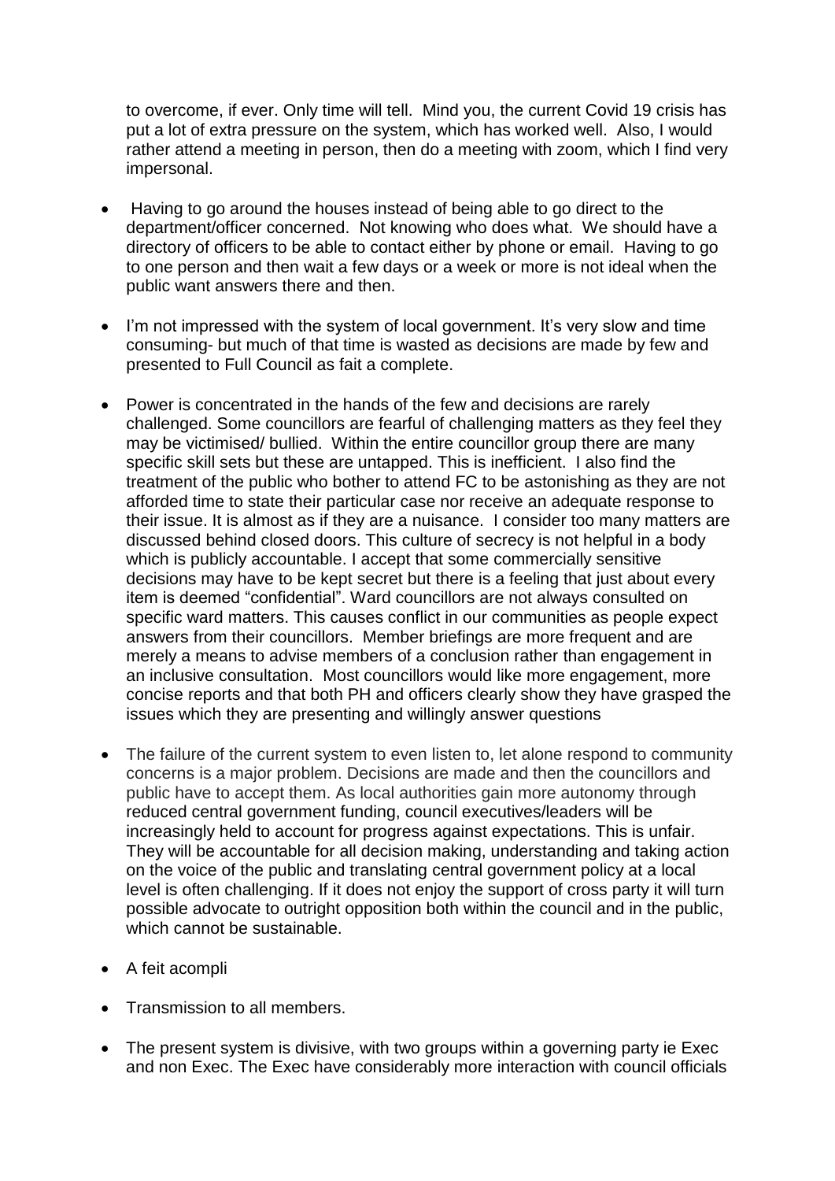to overcome, if ever. Only time will tell. Mind you, the current Covid 19 crisis has put a lot of extra pressure on the system, which has worked well. Also, I would rather attend a meeting in person, then do a meeting with zoom, which I find very impersonal.

- Having to go around the houses instead of being able to go direct to the department/officer concerned. Not knowing who does what. We should have a directory of officers to be able to contact either by phone or email. Having to go to one person and then wait a few days or a week or more is not ideal when the public want answers there and then.
- I'm not impressed with the system of local government. It's very slow and time consuming- but much of that time is wasted as decisions are made by few and presented to Full Council as fait a complete.
- Power is concentrated in the hands of the few and decisions are rarely challenged. Some councillors are fearful of challenging matters as they feel they may be victimised/ bullied. Within the entire councillor group there are many specific skill sets but these are untapped. This is inefficient. I also find the treatment of the public who bother to attend FC to be astonishing as they are not afforded time to state their particular case nor receive an adequate response to their issue. It is almost as if they are a nuisance. I consider too many matters are discussed behind closed doors. This culture of secrecy is not helpful in a body which is publicly accountable. I accept that some commercially sensitive decisions may have to be kept secret but there is a feeling that just about every item is deemed "confidential". Ward councillors are not always consulted on specific ward matters. This causes conflict in our communities as people expect answers from their councillors. Member briefings are more frequent and are merely a means to advise members of a conclusion rather than engagement in an inclusive consultation. Most councillors would like more engagement, more concise reports and that both PH and officers clearly show they have grasped the issues which they are presenting and willingly answer questions
- The failure of the current system to even listen to, let alone respond to community concerns is a major problem. Decisions are made and then the councillors and public have to accept them. As local authorities gain more autonomy through reduced central government funding, council executives/leaders will be increasingly held to account for progress against expectations. This is unfair. They will be accountable for all decision making, understanding and taking action on the voice of the public and translating central government policy at a local level is often challenging. If it does not enjoy the support of cross party it will turn possible advocate to outright opposition both within the council and in the public, which cannot be sustainable.
- A feit acompli
- Transmission to all members.
- The present system is divisive, with two groups within a governing party ie Exec and non Exec. The Exec have considerably more interaction with council officials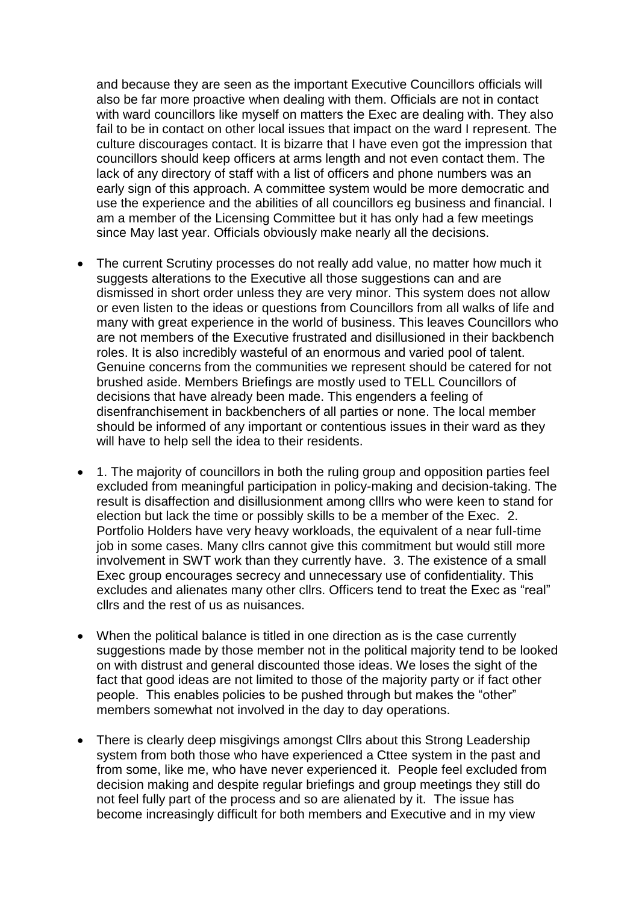and because they are seen as the important Executive Councillors officials will also be far more proactive when dealing with them. Officials are not in contact with ward councillors like myself on matters the Exec are dealing with. They also fail to be in contact on other local issues that impact on the ward I represent. The culture discourages contact. It is bizarre that I have even got the impression that councillors should keep officers at arms length and not even contact them. The lack of any directory of staff with a list of officers and phone numbers was an early sign of this approach. A committee system would be more democratic and use the experience and the abilities of all councillors eg business and financial. I am a member of the Licensing Committee but it has only had a few meetings since May last year. Officials obviously make nearly all the decisions.

- The current Scrutiny processes do not really add value, no matter how much it suggests alterations to the Executive all those suggestions can and are dismissed in short order unless they are very minor. This system does not allow or even listen to the ideas or questions from Councillors from all walks of life and many with great experience in the world of business. This leaves Councillors who are not members of the Executive frustrated and disillusioned in their backbench roles. It is also incredibly wasteful of an enormous and varied pool of talent. Genuine concerns from the communities we represent should be catered for not brushed aside. Members Briefings are mostly used to TELL Councillors of decisions that have already been made. This engenders a feeling of disenfranchisement in backbenchers of all parties or none. The local member should be informed of any important or contentious issues in their ward as they will have to help sell the idea to their residents.

- 1. The majority of councillors in both the ruling group and opposition parties feel excluded from meaningful participation in policy-making and decision-taking. The result is disaffection and disillusionment among clllrs who were keen to stand for election but lack the time or possibly skills to be a member of the Exec. 2. Portfolio Holders have very heavy workloads, the equivalent of a near full-time job in some cases. Many cllrs cannot give this commitment but would still more involvement in SWT work than they currently have. 3. The existence of a small Exec group encourages secrecy and unnecessary use of confidentiality. This excludes and alienates many other cllrs. Officers tend to treat the Exec as "real" cllrs and the rest of us as nuisances.

- When the political balance is titled in one direction as is the case currently suggestions made by those member not in the political majority tend to be looked on with distrust and general discounted those ideas. We loses the sight of the fact that good ideas are not limited to those of the majority party or if fact other people. This enables policies to be pushed through but makes the "other" members somewhat not involved in the day to day operations.

- There is clearly deep misgivings amongst Cllrs about this Strong Leadership system from both those who have experienced a Cttee system in the past and from some, like me, who have never experienced it. People feel excluded from decision making and despite regular briefings and group meetings they still do not feel fully part of the process and so are alienated by it. The issue has become increasingly difficult for both members and Executive and in my view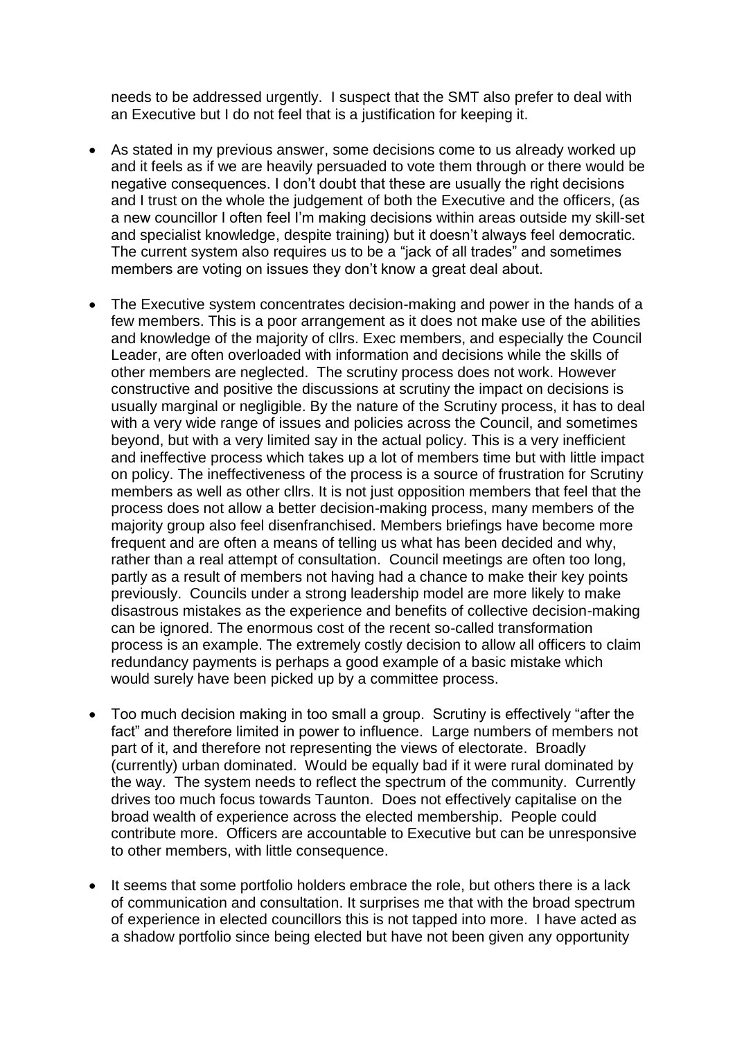needs to be addressed urgently. I suspect that the SMT also prefer to deal with an Executive but I do not feel that is a justification for keeping it.

- As stated in my previous answer, some decisions come to us already worked up and it feels as if we are heavily persuaded to vote them through or there would be negative consequences. I don't doubt that these are usually the right decisions and I trust on the whole the judgement of both the Executive and the officers, (as a new councillor I often feel I'm making decisions within areas outside my skill-set and specialist knowledge, despite training) but it doesn't always feel democratic. The current system also requires us to be a "jack of all trades" and sometimes members are voting on issues they don't know a great deal about.

- The Executive system concentrates decision-making and power in the hands of a few members. This is a poor arrangement as it does not make use of the abilities and knowledge of the majority of cllrs. Exec members, and especially the Council Leader, are often overloaded with information and decisions while the skills of other members are neglected. The scrutiny process does not work. However constructive and positive the discussions at scrutiny the impact on decisions is usually marginal or negligible. By the nature of the Scrutiny process, it has to deal with a very wide range of issues and policies across the Council, and sometimes beyond, but with a very limited say in the actual policy. This is a very inefficient and ineffective process which takes up a lot of members time but with little impact on policy. The ineffectiveness of the process is a source of frustration for Scrutiny members as well as other cllrs. It is not just opposition members that feel that the process does not allow a better decision-making process, many members of the majority group also feel disenfranchised. Members briefings have become more frequent and are often a means of telling us what has been decided and why, rather than a real attempt of consultation. Council meetings are often too long, partly as a result of members not having had a chance to make their key points previously. Councils under a strong leadership model are more likely to make disastrous mistakes as the experience and benefits of collective decision-making can be ignored. The enormous cost of the recent so-called transformation process is an example. The extremely costly decision to allow all officers to claim redundancy payments is perhaps a good example of a basic mistake which would surely have been picked up by a committee process.

- Too much decision making in too small a group. Scrutiny is effectively "after the fact" and therefore limited in power to influence. Large numbers of members not part of it, and therefore not representing the views of electorate. Broadly (currently) urban dominated. Would be equally bad if it were rural dominated by the way. The system needs to reflect the spectrum of the community. Currently drives too much focus towards Taunton. Does not effectively capitalise on the broad wealth of experience across the elected membership. People could contribute more. Officers are accountable to Executive but can be unresponsive to other members, with little consequence.

- It seems that some portfolio holders embrace the role, but others there is a lack of communication and consultation. It surprises me that with the broad spectrum of experience in elected councillors this is not tapped into more. I have acted as a shadow portfolio since being elected but have not been given any opportunity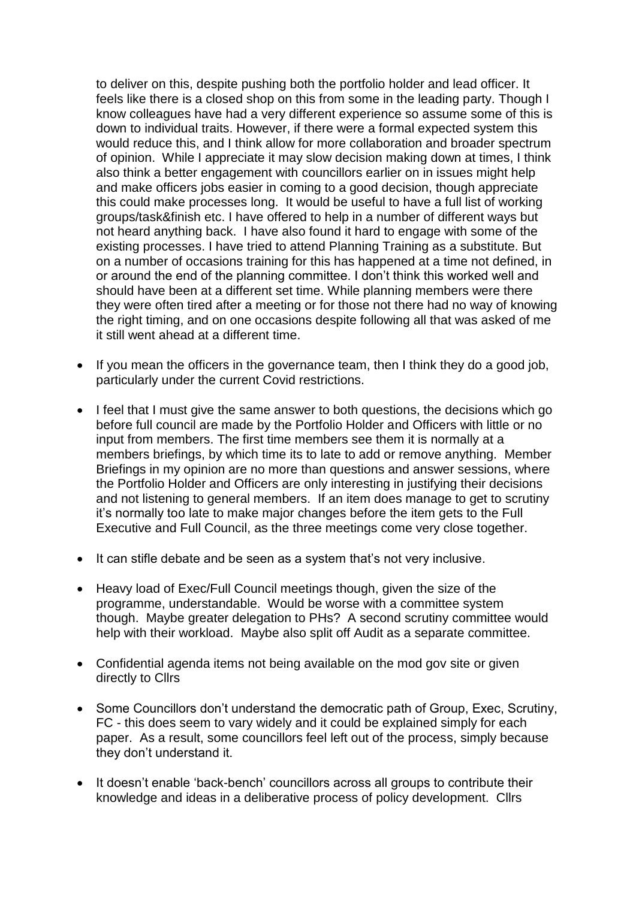to deliver on this, despite pushing both the portfolio holder and lead officer. It feels like there is a closed shop on this from some in the leading party. Though I know colleagues have had a very different experience so assume some of this is down to individual traits. However, if there were a formal expected system this would reduce this, and I think allow for more collaboration and broader spectrum of opinion. While I appreciate it may slow decision making down at times, I think also think a better engagement with councillors earlier on in issues might help and make officers jobs easier in coming to a good decision, though appreciate this could make processes long. It would be useful to have a full list of working groups/task&finish etc. I have offered to help in a number of different ways but not heard anything back. I have also found it hard to engage with some of the existing processes. I have tried to attend Planning Training as a substitute. But on a number of occasions training for this has happened at a time not defined, in or around the end of the planning committee. I don't think this worked well and should have been at a different set time. While planning members were there they were often tired after a meeting or for those not there had no way of knowing the right timing, and on one occasions despite following all that was asked of me it still went ahead at a different time.

- If you mean the officers in the governance team, then I think they do a good job, particularly under the current Covid restrictions.

- I feel that I must give the same answer to both questions, the decisions which go before full council are made by the Portfolio Holder and Officers with little or no input from members. The first time members see them it is normally at a members briefings, by which time its to late to add or remove anything. Member Briefings in my opinion are no more than questions and answer sessions, where the Portfolio Holder and Officers are only interesting in justifying their decisions and not listening to general members. If an item does manage to get to scrutiny it's normally too late to make major changes before the item gets to the Full Executive and Full Council, as the three meetings come very close together.

- It can stifle debate and be seen as a system that's not very inclusive.

- Heavy load of Exec/Full Council meetings though, given the size of the programme, understandable. Would be worse with a committee system though. Maybe greater delegation to PHs? A second scrutiny committee would help with their workload. Maybe also split off Audit as a separate committee.

- Confidential agenda items not being available on the mod gov site or given directly to Cllrs

- Some Councillors don't understand the democratic path of Group, Exec, Scrutiny, FC - this does seem to vary widely and it could be explained simply for each paper. As a result, some councillors feel left out of the process, simply because they don't understand it.

- It doesn't enable 'back-bench' councillors across all groups to contribute their knowledge and ideas in a deliberative process of policy development. Cllrs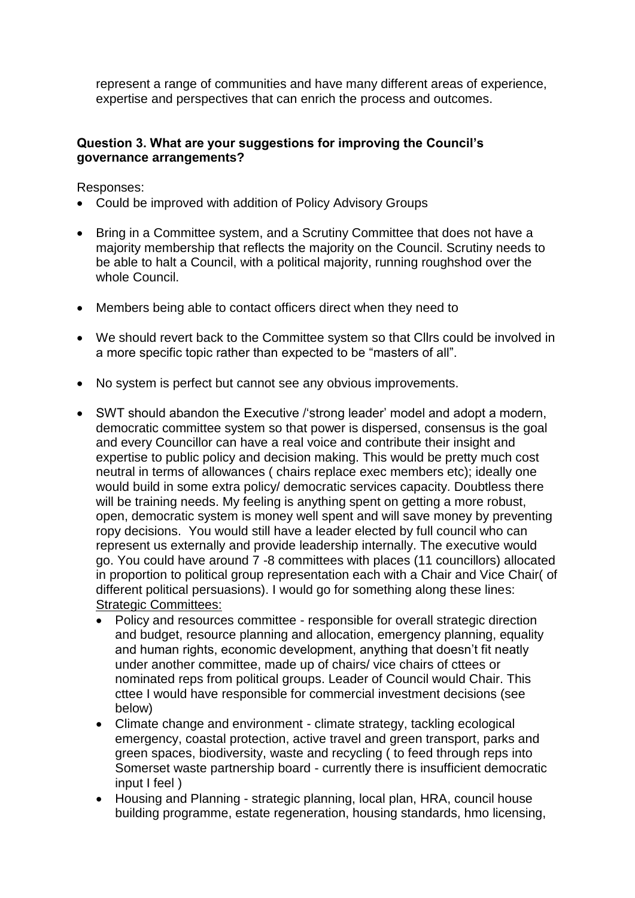represent a range of communities and have many different areas of experience, expertise and perspectives that can enrich the process and outcomes.

**Question 3. What are your suggestions for improving the Council's governance arrangements?**

Responses:

- Could be improved with addition of Policy Advisory Groups

- Bring in a Committee system, and a Scrutiny Committee that does not have a majority membership that reflects the majority on the Council. Scrutiny needs to be able to halt a Council, with a political majority, running roughshod over the whole Council.

- Members being able to contact officers direct when they need to

- We should revert back to the Committee system so that Cllrs could be involved in a more specific topic rather than expected to be "masters of all".

- No system is perfect but cannot see any obvious improvements.

- SWT should abandon the Executive /'strong leader' model and adopt a modern, democratic committee system so that power is dispersed, consensus is the goal and every Councillor can have a real voice and contribute their insight and expertise to public policy and decision making. This would be pretty much cost neutral in terms of allowances ( chairs replace exec members etc); ideally one would build in some extra policy/ democratic services capacity. Doubtless there will be training needs. My feeling is anything spent on getting a more robust, open, democratic system is money well spent and will save money by preventing ropy decisions. You would still have a leader elected by full council who can represent us externally and provide leadership internally. The executive would go. You could have around 7 -8 committees with places (11 councillors) allocated in proportion to political group representation each with a Chair and Vice Chair( of different political persuasions). I would go for something along these lines:
  <u>Strategic Committees:</u>
  - Policy and resources committee - responsible for overall strategic direction and budget, resource planning and allocation, emergency planning, equality and human rights, economic development, anything that doesn't fit neatly under another committee, made up of chairs/ vice chairs of cttees or nominated reps from political groups. Leader of Council would Chair. This cttee I would have responsible for commercial investment decisions (see below)
  - Climate change and environment - climate strategy, tackling ecological emergency, coastal protection, active travel and green transport, parks and green spaces, biodiversity, waste and recycling ( to feed through reps into Somerset waste partnership board - currently there is insufficient democratic input I feel )
  - Housing and Planning - strategic planning, local plan, HRA, council house building programme, estate regeneration, housing standards, hmo licensing,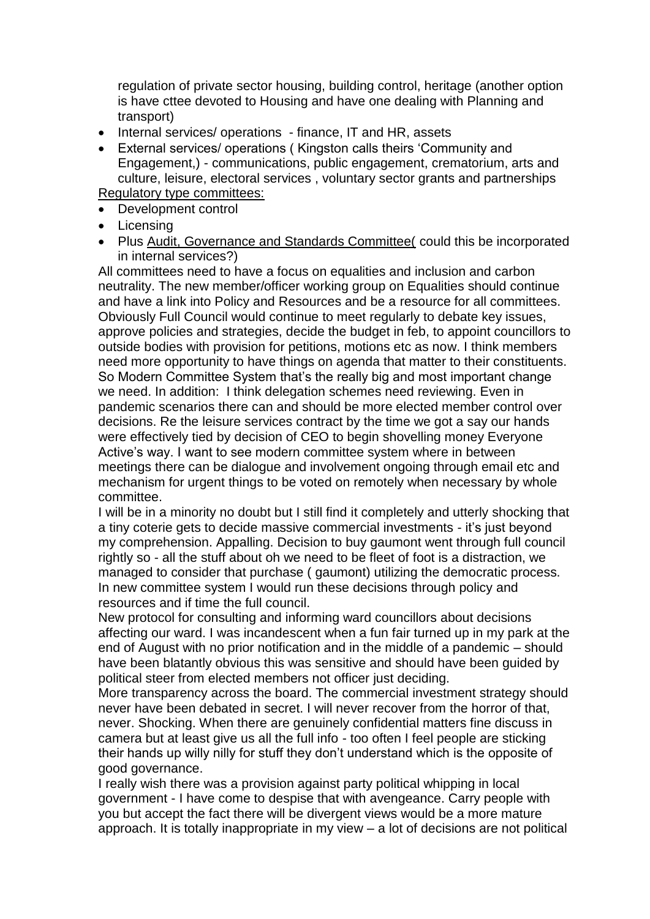regulation of private sector housing, building control, heritage (another option is have cttee devoted to Housing and have one dealing with Planning and transport)

- Internal services/ operations - finance, IT and HR, assets
- External services/ operations ( Kingston calls theirs 'Community and Engagement,) - communications, public engagement, crematorium, arts and culture, leisure, electoral services , voluntary sector grants and partnerships

<u>Regulatory type committees:</u>

- Development control
- Licensing
- Plus <u>Audit, Governance and Standards Committee(</u> could this be incorporated in internal services?)

All committees need to have a focus on equalities and inclusion and carbon neutrality. The new member/officer working group on Equalities should continue and have a link into Policy and Resources and be a resource for all committees. Obviously Full Council would continue to meet regularly to debate key issues, approve policies and strategies, decide the budget in feb, to appoint councillors to outside bodies with provision for petitions, motions etc as now. I think members need more opportunity to have things on agenda that matter to their constituents. So Modern Committee System that's the really big and most important change we need. In addition: I think delegation schemes need reviewing. Even in pandemic scenarios there can and should be more elected member control over decisions. Re the leisure services contract by the time we got a say our hands were effectively tied by decision of CEO to begin shovelling money Everyone Active's way. I want to see modern committee system where in between meetings there can be dialogue and involvement ongoing through email etc and mechanism for urgent things to be voted on remotely when necessary by whole committee.

I will be in a minority no doubt but I still find it completely and utterly shocking that a tiny coterie gets to decide massive commercial investments - it's just beyond my comprehension. Appalling. Decision to buy gaumont went through full council rightly so - all the stuff about oh we need to be fleet of foot is a distraction, we managed to consider that purchase ( gaumont) utilizing the democratic process. In new committee system I would run these decisions through policy and resources and if time the full council.

New protocol for consulting and informing ward councillors about decisions affecting our ward. I was incandescent when a fun fair turned up in my park at the end of August with no prior notification and in the middle of a pandemic – should have been blatantly obvious this was sensitive and should have been guided by political steer from elected members not officer just deciding.

More transparency across the board. The commercial investment strategy should never have been debated in secret. I will never recover from the horror of that, never. Shocking. When there are genuinely confidential matters fine discuss in camera but at least give us all the full info - too often I feel people are sticking their hands up willy nilly for stuff they don't understand which is the opposite of good governance.

I really wish there was a provision against party political whipping in local government - I have come to despise that with avengeance. Carry people with you but accept the fact there will be divergent views would be a more mature approach. It is totally inappropriate in my view – a lot of decisions are not political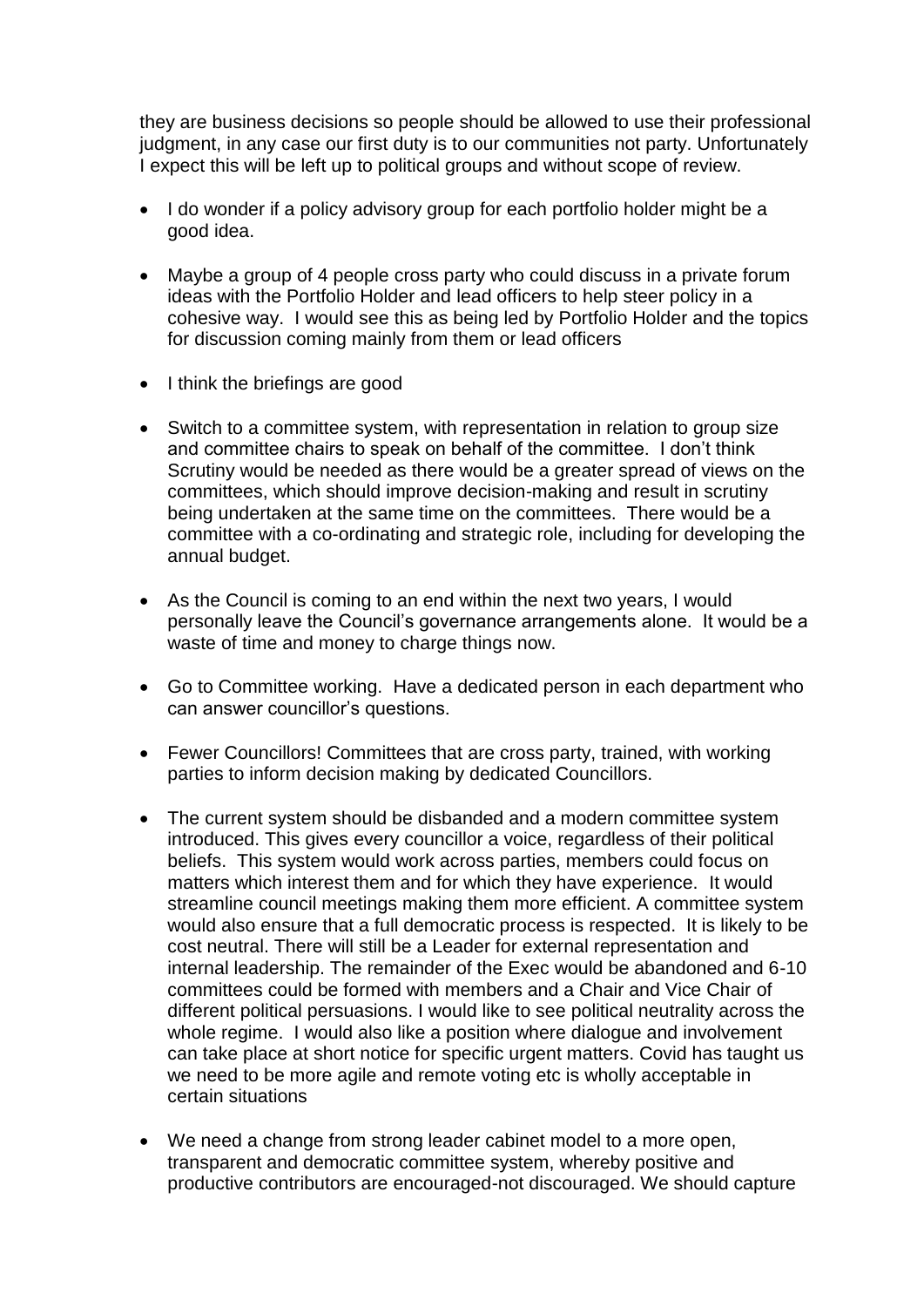they are business decisions so people should be allowed to use their professional judgment, in any case our first duty is to our communities not party. Unfortunately I expect this will be left up to political groups and without scope of review.

- I do wonder if a policy advisory group for each portfolio holder might be a good idea.

- Maybe a group of 4 people cross party who could discuss in a private forum ideas with the Portfolio Holder and lead officers to help steer policy in a cohesive way. I would see this as being led by Portfolio Holder and the topics for discussion coming mainly from them or lead officers

- I think the briefings are good

- Switch to a committee system, with representation in relation to group size and committee chairs to speak on behalf of the committee. I don't think Scrutiny would be needed as there would be a greater spread of views on the committees, which should improve decision-making and result in scrutiny being undertaken at the same time on the committees. There would be a committee with a co-ordinating and strategic role, including for developing the annual budget.

- As the Council is coming to an end within the next two years, I would personally leave the Council's governance arrangements alone. It would be a waste of time and money to charge things now.

- Go to Committee working. Have a dedicated person in each department who can answer councillor's questions.

- Fewer Councillors! Committees that are cross party, trained, with working parties to inform decision making by dedicated Councillors.

- The current system should be disbanded and a modern committee system introduced. This gives every councillor a voice, regardless of their political beliefs. This system would work across parties, members could focus on matters which interest them and for which they have experience. It would streamline council meetings making them more efficient. A committee system would also ensure that a full democratic process is respected. It is likely to be cost neutral. There will still be a Leader for external representation and internal leadership. The remainder of the Exec would be abandoned and 6-10 committees could be formed with members and a Chair and Vice Chair of different political persuasions. I would like to see political neutrality across the whole regime. I would also like a position where dialogue and involvement can take place at short notice for specific urgent matters. Covid has taught us we need to be more agile and remote voting etc is wholly acceptable in certain situations

- We need a change from strong leader cabinet model to a more open, transparent and democratic committee system, whereby positive and productive contributors are encouraged-not discouraged. We should capture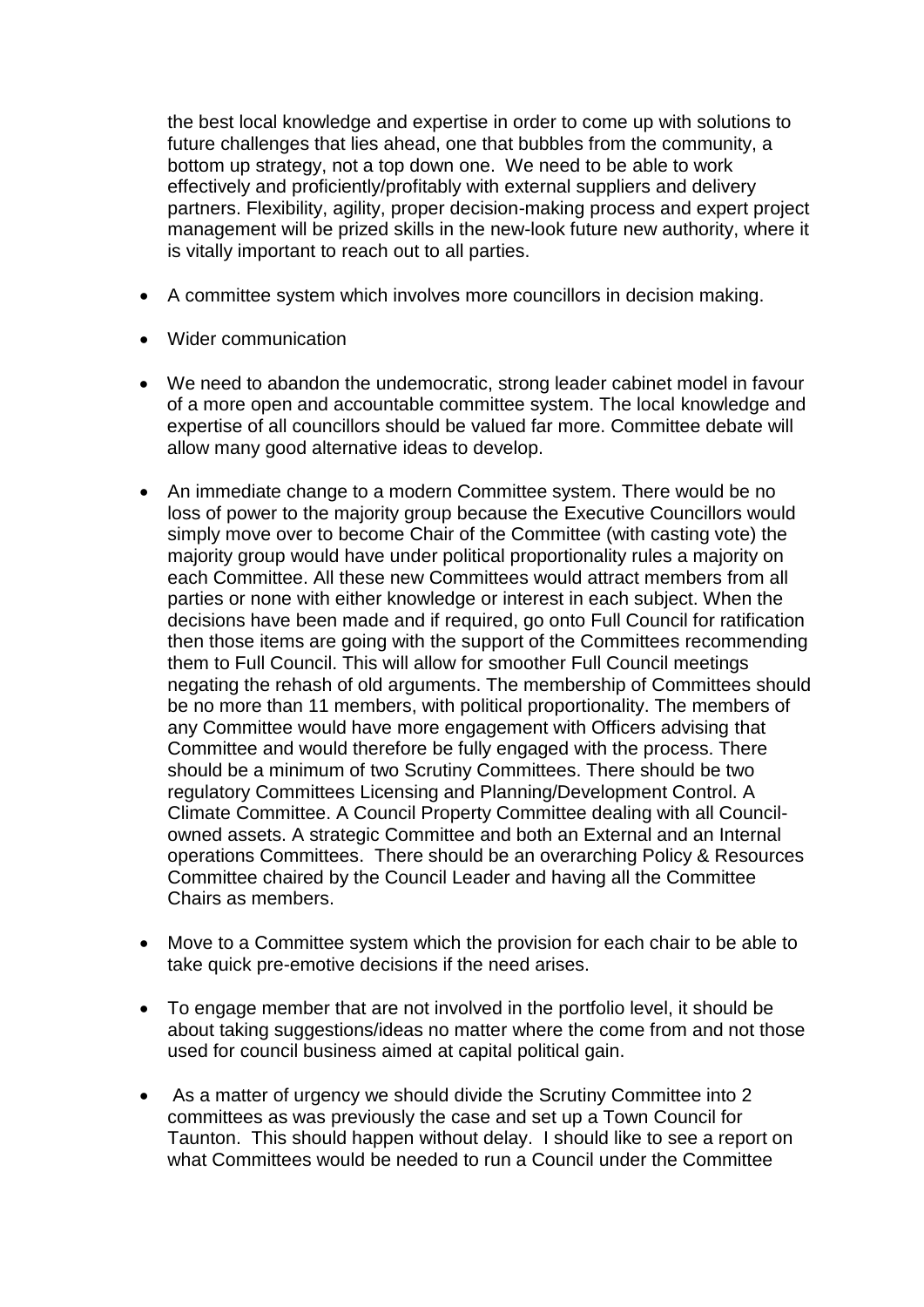the best local knowledge and expertise in order to come up with solutions to future challenges that lies ahead, one that bubbles from the community, a bottom up strategy, not a top down one. We need to be able to work effectively and proficiently/profitably with external suppliers and delivery partners. Flexibility, agility, proper decision-making process and expert project management will be prized skills in the new-look future new authority, where it is vitally important to reach out to all parties.

- A committee system which involves more councillors in decision making.

- Wider communication

- We need to abandon the undemocratic, strong leader cabinet model in favour of a more open and accountable committee system. The local knowledge and expertise of all councillors should be valued far more. Committee debate will allow many good alternative ideas to develop.

- An immediate change to a modern Committee system. There would be no loss of power to the majority group because the Executive Councillors would simply move over to become Chair of the Committee (with casting vote) the majority group would have under political proportionality rules a majority on each Committee. All these new Committees would attract members from all parties or none with either knowledge or interest in each subject. When the decisions have been made and if required, go onto Full Council for ratification then those items are going with the support of the Committees recommending them to Full Council. This will allow for smoother Full Council meetings negating the rehash of old arguments. The membership of Committees should be no more than 11 members, with political proportionality. The members of any Committee would have more engagement with Officers advising that Committee and would therefore be fully engaged with the process. There should be a minimum of two Scrutiny Committees. There should be two regulatory Committees Licensing and Planning/Development Control. A Climate Committee. A Council Property Committee dealing with all Council-owned assets. A strategic Committee and both an External and an Internal operations Committees. There should be an overarching Policy & Resources Committee chaired by the Council Leader and having all the Committee Chairs as members.

- Move to a Committee system which the provision for each chair to be able to take quick pre-emotive decisions if the need arises.

- To engage member that are not involved in the portfolio level, it should be about taking suggestions/ideas no matter where the come from and not those used for council business aimed at capital political gain.

- As a matter of urgency we should divide the Scrutiny Committee into 2 committees as was previously the case and set up a Town Council for Taunton. This should happen without delay. I should like to see a report on what Committees would be needed to run a Council under the Committee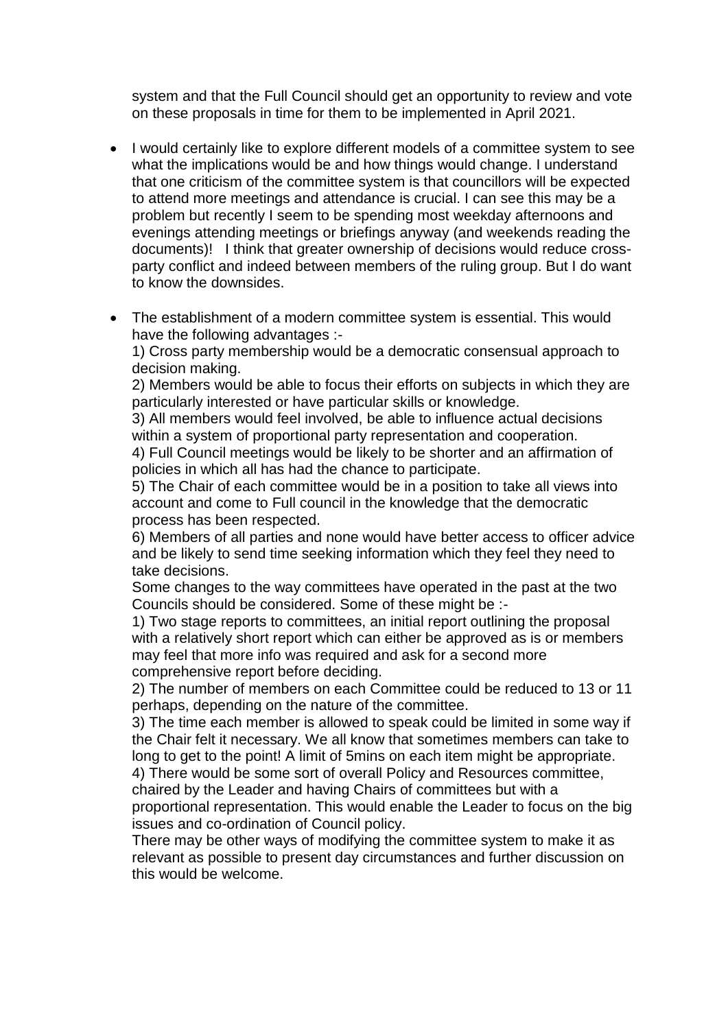system and that the Full Council should get an opportunity to review and vote on these proposals in time for them to be implemented in April 2021.

- I would certainly like to explore different models of a committee system to see what the implications would be and how things would change. I understand that one criticism of the committee system is that councillors will be expected to attend more meetings and attendance is crucial. I can see this may be a problem but recently I seem to be spending most weekday afternoons and evenings attending meetings or briefings anyway (and weekends reading the documents)! I think that greater ownership of decisions would reduce cross-party conflict and indeed between members of the ruling group. But I do want to know the downsides.

- The establishment of a modern committee system is essential. This would have the following advantages :-

  1) Cross party membership would be a democratic consensual approach to decision making.

  2) Members would be able to focus their efforts on subjects in which they are particularly interested or have particular skills or knowledge.

  3) All members would feel involved, be able to influence actual decisions within a system of proportional party representation and cooperation.

  4) Full Council meetings would be likely to be shorter and an affirmation of policies in which all has had the chance to participate.

  5) The Chair of each committee would be in a position to take all views into account and come to Full council in the knowledge that the democratic process has been respected.

  6) Members of all parties and none would have better access to officer advice and be likely to send time seeking information which they feel they need to take decisions.

  Some changes to the way committees have operated in the past at the two Councils should be considered. Some of these might be :-

  1) Two stage reports to committees, an initial report outlining the proposal with a relatively short report which can either be approved as is or members may feel that more info was required and ask for a second more comprehensive report before deciding.

  2) The number of members on each Committee could be reduced to 13 or 11 perhaps, depending on the nature of the committee.

  3) The time each member is allowed to speak could be limited in some way if the Chair felt it necessary. We all know that sometimes members can take to long to get to the point! A limit of 5mins on each item might be appropriate.

  4) There would be some sort of overall Policy and Resources committee, chaired by the Leader and having Chairs of committees but with a proportional representation. This would enable the Leader to focus on the big issues and co-ordination of Council policy.

  There may be other ways of modifying the committee system to make it as relevant as possible to present day circumstances and further discussion on this would be welcome.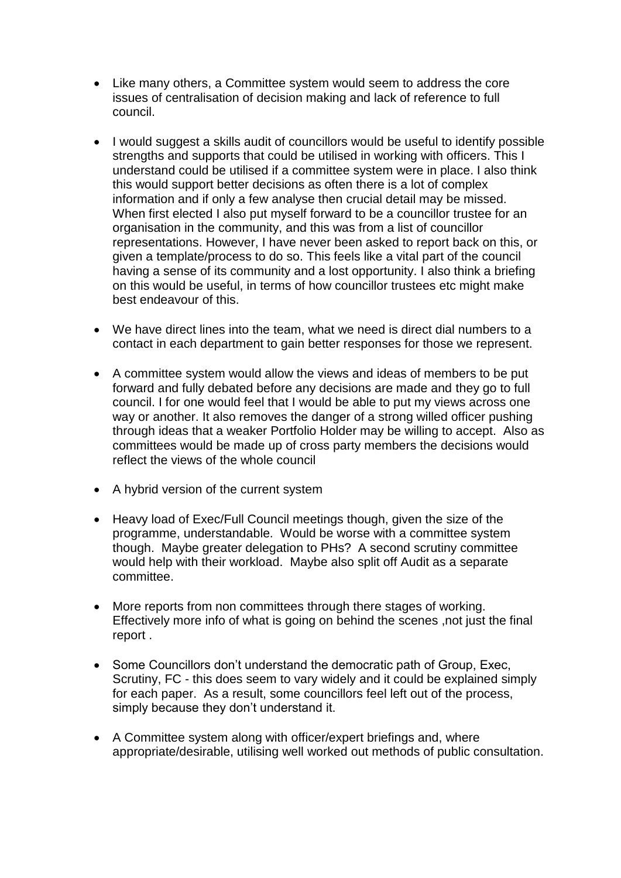- Like many others, a Committee system would seem to address the core issues of centralisation of decision making and lack of reference to full council.

- I would suggest a skills audit of councillors would be useful to identify possible strengths and supports that could be utilised in working with officers. This I understand could be utilised if a committee system were in place. I also think this would support better decisions as often there is a lot of complex information and if only a few analyse then crucial detail may be missed. When first elected I also put myself forward to be a councillor trustee for an organisation in the community, and this was from a list of councillor representations. However, I have never been asked to report back on this, or given a template/process to do so. This feels like a vital part of the council having a sense of its community and a lost opportunity. I also think a briefing on this would be useful, in terms of how councillor trustees etc might make best endeavour of this.

- We have direct lines into the team, what we need is direct dial numbers to a contact in each department to gain better responses for those we represent.

- A committee system would allow the views and ideas of members to be put forward and fully debated before any decisions are made and they go to full council. I for one would feel that I would be able to put my views across one way or another. It also removes the danger of a strong willed officer pushing through ideas that a weaker Portfolio Holder may be willing to accept. Also as committees would be made up of cross party members the decisions would reflect the views of the whole council

- A hybrid version of the current system

- Heavy load of Exec/Full Council meetings though, given the size of the programme, understandable. Would be worse with a committee system though. Maybe greater delegation to PHs? A second scrutiny committee would help with their workload. Maybe also split off Audit as a separate committee.

- More reports from non committees through there stages of working. Effectively more info of what is going on behind the scenes ,not just the final report .

- Some Councillors don't understand the democratic path of Group, Exec, Scrutiny, FC - this does seem to vary widely and it could be explained simply for each paper. As a result, some councillors feel left out of the process, simply because they don't understand it.

- A Committee system along with officer/expert briefings and, where appropriate/desirable, utilising well worked out methods of public consultation.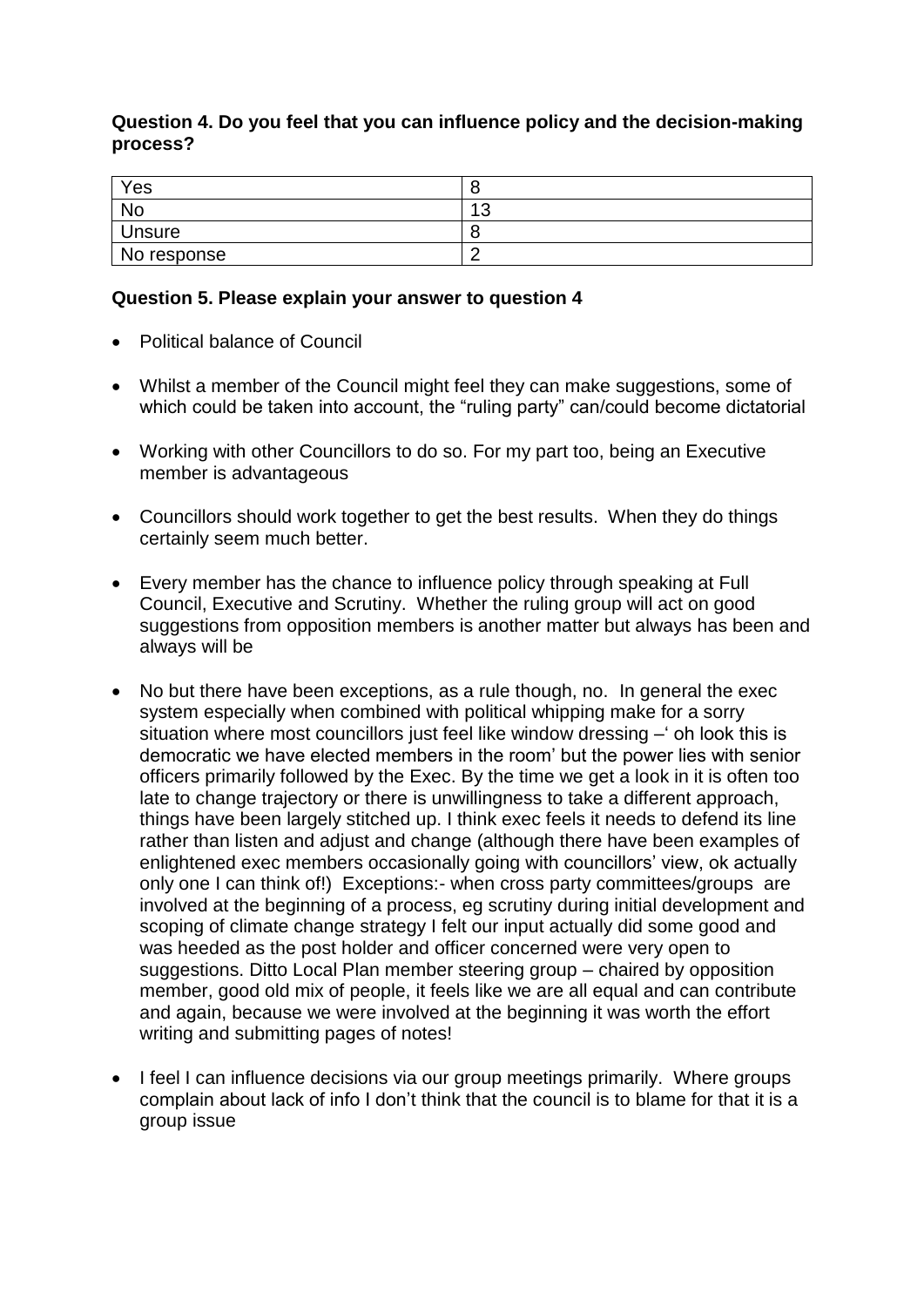**Question 4. Do you feel that you can influence policy and the decision-making process?**

| | |
|---|---|
| Yes | 8 |
| No | 13 |
| Unsure | 8 |
| No response | 2 |

**Question 5. Please explain your answer to question 4**

- Political balance of Council
- Whilst a member of the Council might feel they can make suggestions, some of which could be taken into account, the "ruling party" can/could become dictatorial
- Working with other Councillors to do so. For my part too, being an Executive member is advantageous
- Councillors should work together to get the best results. When they do things certainly seem much better.
- Every member has the chance to influence policy through speaking at Full Council, Executive and Scrutiny. Whether the ruling group will act on good suggestions from opposition members is another matter but always has been and always will be
- No but there have been exceptions, as a rule though, no. In general the exec system especially when combined with political whipping make for a sorry situation where most councillors just feel like window dressing –' oh look this is democratic we have elected members in the room' but the power lies with senior officers primarily followed by the Exec. By the time we get a look in it is often too late to change trajectory or there is unwillingness to take a different approach, things have been largely stitched up. I think exec feels it needs to defend its line rather than listen and adjust and change (although there have been examples of enlightened exec members occasionally going with councillors' view, ok actually only one I can think of!) Exceptions:- when cross party committees/groups are involved at the beginning of a process, eg scrutiny during initial development and scoping of climate change strategy I felt our input actually did some good and was heeded as the post holder and officer concerned were very open to suggestions. Ditto Local Plan member steering group – chaired by opposition member, good old mix of people, it feels like we are all equal and can contribute and again, because we were involved at the beginning it was worth the effort writing and submitting pages of notes!
- I feel I can influence decisions via our group meetings primarily. Where groups complain about lack of info I don't think that the council is to blame for that it is a group issue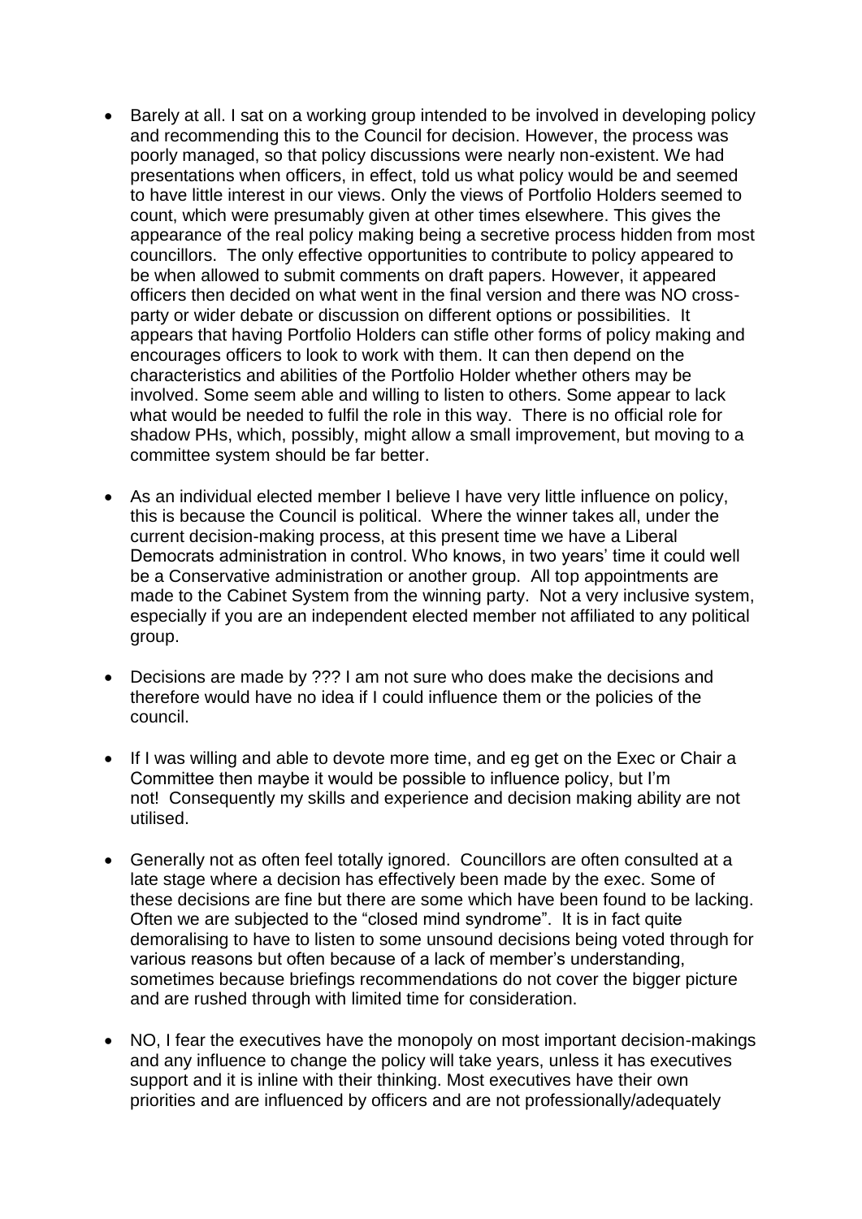- Barely at all. I sat on a working group intended to be involved in developing policy and recommending this to the Council for decision. However, the process was poorly managed, so that policy discussions were nearly non-existent. We had presentations when officers, in effect, told us what policy would be and seemed to have little interest in our views. Only the views of Portfolio Holders seemed to count, which were presumably given at other times elsewhere. This gives the appearance of the real policy making being a secretive process hidden from most councillors. The only effective opportunities to contribute to policy appeared to be when allowed to submit comments on draft papers. However, it appeared officers then decided on what went in the final version and there was NO cross-party or wider debate or discussion on different options or possibilities. It appears that having Portfolio Holders can stifle other forms of policy making and encourages officers to look to work with them. It can then depend on the characteristics and abilities of the Portfolio Holder whether others may be involved. Some seem able and willing to listen to others. Some appear to lack what would be needed to fulfil the role in this way. There is no official role for shadow PHs, which, possibly, might allow a small improvement, but moving to a committee system should be far better.

- As an individual elected member I believe I have very little influence on policy, this is because the Council is political. Where the winner takes all, under the current decision-making process, at this present time we have a Liberal Democrats administration in control. Who knows, in two years' time it could well be a Conservative administration or another group. All top appointments are made to the Cabinet System from the winning party. Not a very inclusive system, especially if you are an independent elected member not affiliated to any political group.

- Decisions are made by ??? I am not sure who does make the decisions and therefore would have no idea if I could influence them or the policies of the council.

- If I was willing and able to devote more time, and eg get on the Exec or Chair a Committee then maybe it would be possible to influence policy, but I'm not! Consequently my skills and experience and decision making ability are not utilised.

- Generally not as often feel totally ignored. Councillors are often consulted at a late stage where a decision has effectively been made by the exec. Some of these decisions are fine but there are some which have been found to be lacking. Often we are subjected to the "closed mind syndrome". It is in fact quite demoralising to have to listen to some unsound decisions being voted through for various reasons but often because of a lack of member's understanding, sometimes because briefings recommendations do not cover the bigger picture and are rushed through with limited time for consideration.

- NO, I fear the executives have the monopoly on most important decision-makings and any influence to change the policy will take years, unless it has executives support and it is inline with their thinking. Most executives have their own priorities and are influenced by officers and are not professionally/adequately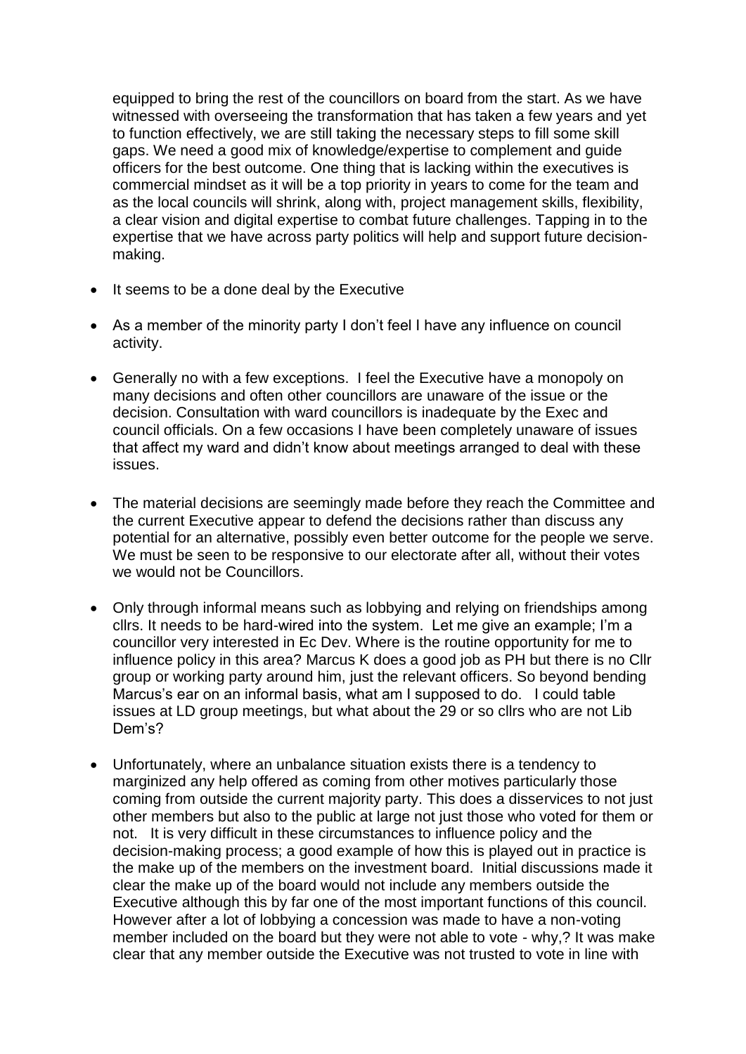equipped to bring the rest of the councillors on board from the start. As we have witnessed with overseeing the transformation that has taken a few years and yet to function effectively, we are still taking the necessary steps to fill some skill gaps. We need a good mix of knowledge/expertise to complement and guide officers for the best outcome. One thing that is lacking within the executives is commercial mindset as it will be a top priority in years to come for the team and as the local councils will shrink, along with, project management skills, flexibility, a clear vision and digital expertise to combat future challenges. Tapping in to the expertise that we have across party politics will help and support future decision-making.

- It seems to be a done deal by the Executive
- As a member of the minority party I don't feel I have any influence on council activity.
- Generally no with a few exceptions. I feel the Executive have a monopoly on many decisions and often other councillors are unaware of the issue or the decision. Consultation with ward councillors is inadequate by the Exec and council officials. On a few occasions I have been completely unaware of issues that affect my ward and didn't know about meetings arranged to deal with these issues.
- The material decisions are seemingly made before they reach the Committee and the current Executive appear to defend the decisions rather than discuss any potential for an alternative, possibly even better outcome for the people we serve. We must be seen to be responsive to our electorate after all, without their votes we would not be Councillors.
- Only through informal means such as lobbying and relying on friendships among cllrs. It needs to be hard-wired into the system. Let me give an example; I'm a councillor very interested in Ec Dev. Where is the routine opportunity for me to influence policy in this area? Marcus K does a good job as PH but there is no Cllr group or working party around him, just the relevant officers. So beyond bending Marcus's ear on an informal basis, what am I supposed to do. I could table issues at LD group meetings, but what about the 29 or so cllrs who are not Lib Dem's?
- Unfortunately, where an unbalance situation exists there is a tendency to marginized any help offered as coming from other motives particularly those coming from outside the current majority party. This does a disservices to not just other members but also to the public at large not just those who voted for them or not. It is very difficult in these circumstances to influence policy and the decision-making process; a good example of how this is played out in practice is the make up of the members on the investment board. Initial discussions made it clear the make up of the board would not include any members outside the Executive although this by far one of the most important functions of this council. However after a lot of lobbying a concession was made to have a non-voting member included on the board but they were not able to vote - why,? It was make clear that any member outside the Executive was not trusted to vote in line with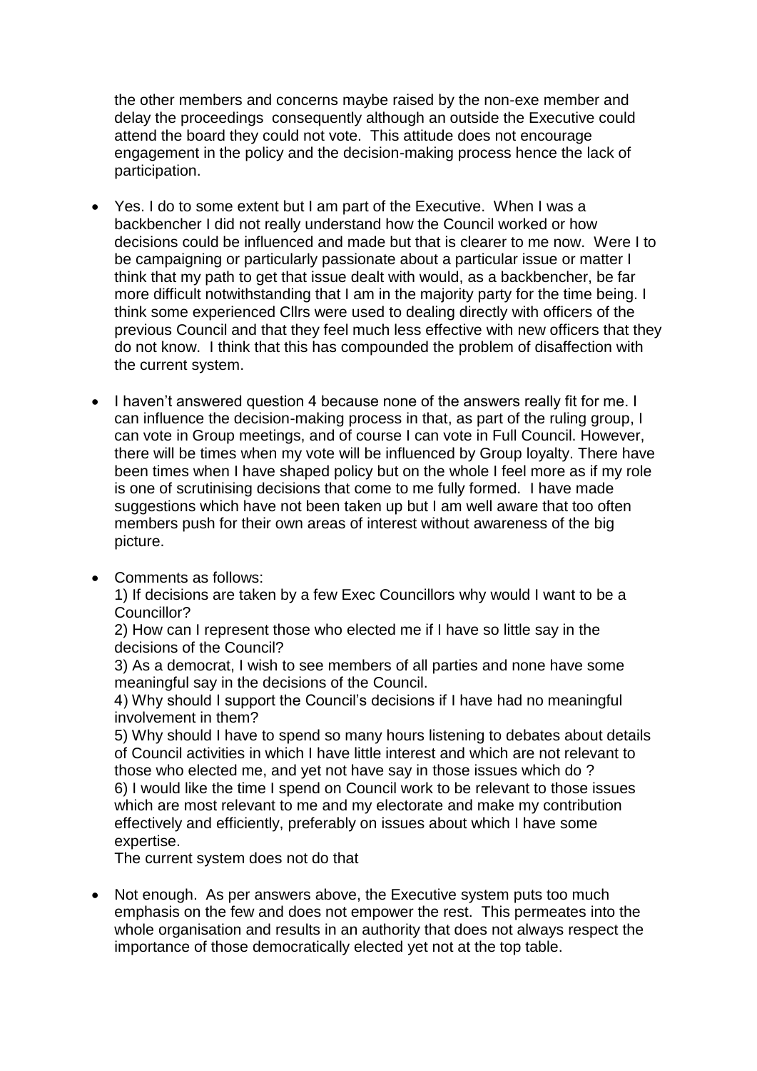the other members and concerns maybe raised by the non-exe member and delay the proceedings consequently although an outside the Executive could attend the board they could not vote. This attitude does not encourage engagement in the policy and the decision-making process hence the lack of participation.

- Yes. I do to some extent but I am part of the Executive. When I was a backbencher I did not really understand how the Council worked or how decisions could be influenced and made but that is clearer to me now. Were I to be campaigning or particularly passionate about a particular issue or matter I think that my path to get that issue dealt with would, as a backbencher, be far more difficult notwithstanding that I am in the majority party for the time being. I think some experienced Cllrs were used to dealing directly with officers of the previous Council and that they feel much less effective with new officers that they do not know. I think that this has compounded the problem of disaffection with the current system.

- I haven't answered question 4 because none of the answers really fit for me. I can influence the decision-making process in that, as part of the ruling group, I can vote in Group meetings, and of course I can vote in Full Council. However, there will be times when my vote will be influenced by Group loyalty. There have been times when I have shaped policy but on the whole I feel more as if my role is one of scrutinising decisions that come to me fully formed. I have made suggestions which have not been taken up but I am well aware that too often members push for their own areas of interest without awareness of the big picture.

- Comments as follows:
  1) If decisions are taken by a few Exec Councillors why would I want to be a Councillor?
  2) How can I represent those who elected me if I have so little say in the decisions of the Council?
  3) As a democrat, I wish to see members of all parties and none have some meaningful say in the decisions of the Council.
  4) Why should I support the Council's decisions if I have had no meaningful involvement in them?
  5) Why should I have to spend so many hours listening to debates about details of Council activities in which I have little interest and which are not relevant to those who elected me, and yet not have say in those issues which do ?
  6) I would like the time I spend on Council work to be relevant to those issues which are most relevant to me and my electorate and make my contribution effectively and efficiently, preferably on issues about which I have some expertise.
  The current system does not do that

- Not enough. As per answers above, the Executive system puts too much emphasis on the few and does not empower the rest. This permeates into the whole organisation and results in an authority that does not always respect the importance of those democratically elected yet not at the top table.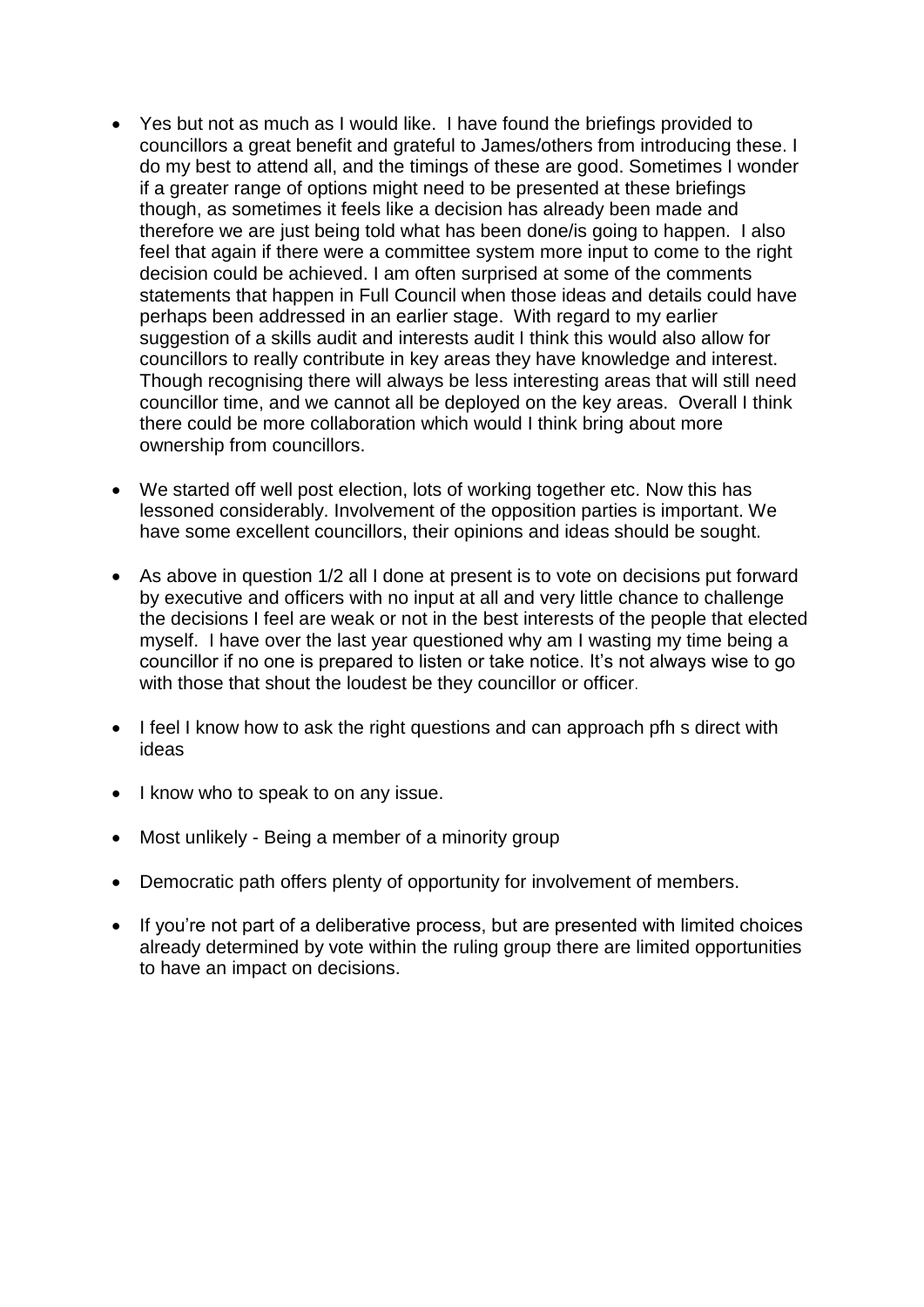- Yes but not as much as I would like. I have found the briefings provided to councillors a great benefit and grateful to James/others from introducing these. I do my best to attend all, and the timings of these are good. Sometimes I wonder if a greater range of options might need to be presented at these briefings though, as sometimes it feels like a decision has already been made and therefore we are just being told what has been done/is going to happen. I also feel that again if there were a committee system more input to come to the right decision could be achieved. I am often surprised at some of the comments statements that happen in Full Council when those ideas and details could have perhaps been addressed in an earlier stage. With regard to my earlier suggestion of a skills audit and interests audit I think this would also allow for councillors to really contribute in key areas they have knowledge and interest. Though recognising there will always be less interesting areas that will still need councillor time, and we cannot all be deployed on the key areas. Overall I think there could be more collaboration which would I think bring about more ownership from councillors.

- We started off well post election, lots of working together etc. Now this has lessoned considerably. Involvement of the opposition parties is important. We have some excellent councillors, their opinions and ideas should be sought.

- As above in question 1/2 all I done at present is to vote on decisions put forward by executive and officers with no input at all and very little chance to challenge the decisions I feel are weak or not in the best interests of the people that elected myself. I have over the last year questioned why am I wasting my time being a councillor if no one is prepared to listen or take notice. It's not always wise to go with those that shout the loudest be they councillor or officer.

- I feel I know how to ask the right questions and can approach pfh s direct with ideas

- I know who to speak to on any issue.

- Most unlikely - Being a member of a minority group

- Democratic path offers plenty of opportunity for involvement of members.

- If you're not part of a deliberative process, but are presented with limited choices already determined by vote within the ruling group there are limited opportunities to have an impact on decisions.